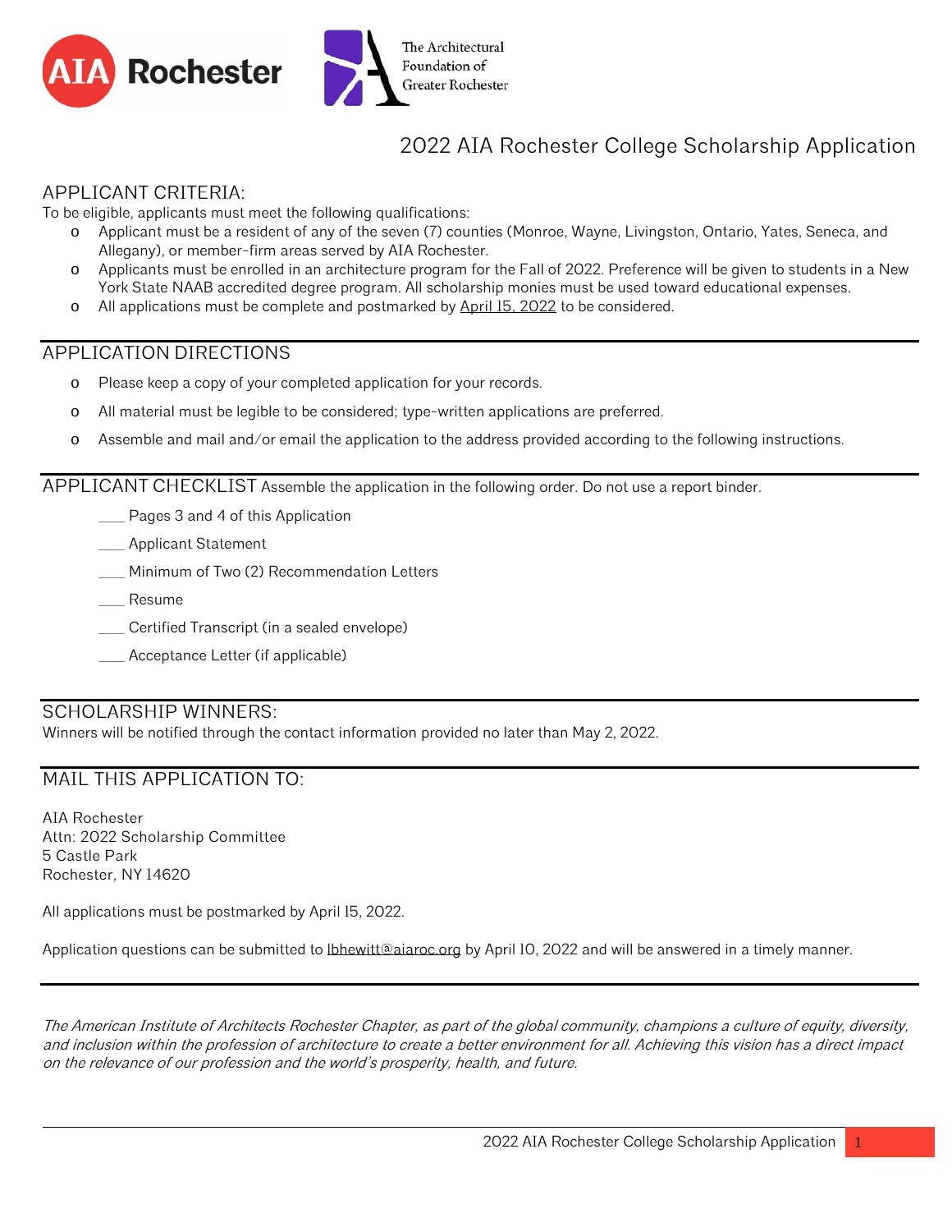AIA Rochester

The Architectural Foundation of Greater Rochester

# 2022 AIA Rochester College Scholarship Application

## APPLICANT CRITERIA:

To be eligible, applicants must meet the following qualifications:

- Applicant must be a resident of any of the seven (7) counties (Monroe, Wayne, Livingston, Ontario, Yates, Seneca, and Allegany), or member-firm areas served by AIA Rochester.
- Applicants must be enrolled in an architecture program for the Fall of 2022. Preference will be given to students in a New York State NAAB accredited degree program. All scholarship monies must be used toward educational expenses.
- All applications must be complete and postmarked by April 15, 2022 to be considered.

## APPLICATION DIRECTIONS

- Please keep a copy of your completed application for your records.
- All material must be legible to be considered; type-written applications are preferred.
- Assemble and mail and/or email the application to the address provided according to the following instructions.

## APPLICANT CHECKLIST

Assemble the application in the following order. Do not use a report binder.

___ Pages 3 and 4 of this Application

___ Applicant Statement

___ Minimum of Two (2) Recommendation Letters

___ Resume

___ Certified Transcript (in a sealed envelope)

___ Acceptance Letter (if applicable)

## SCHOLARSHIP WINNERS:

Winners will be notified through the contact information provided no later than May 2, 2022.

## MAIL THIS APPLICATION TO:

AIA Rochester
Attn: 2022 Scholarship Committee
5 Castle Park
Rochester, NY 14620

All applications must be postmarked by April 15, 2022.

Application questions can be submitted to lbhewitt@aiaroc.org by April 10, 2022 and will be answered in a timely manner.

*The American Institute of Architects Rochester Chapter, as part of the global community, champions a culture of equity, diversity, and inclusion within the profession of architecture to create a better environment for all. Achieving this vision has a direct impact on the relevance of our profession and the world's prosperity, health, and future.*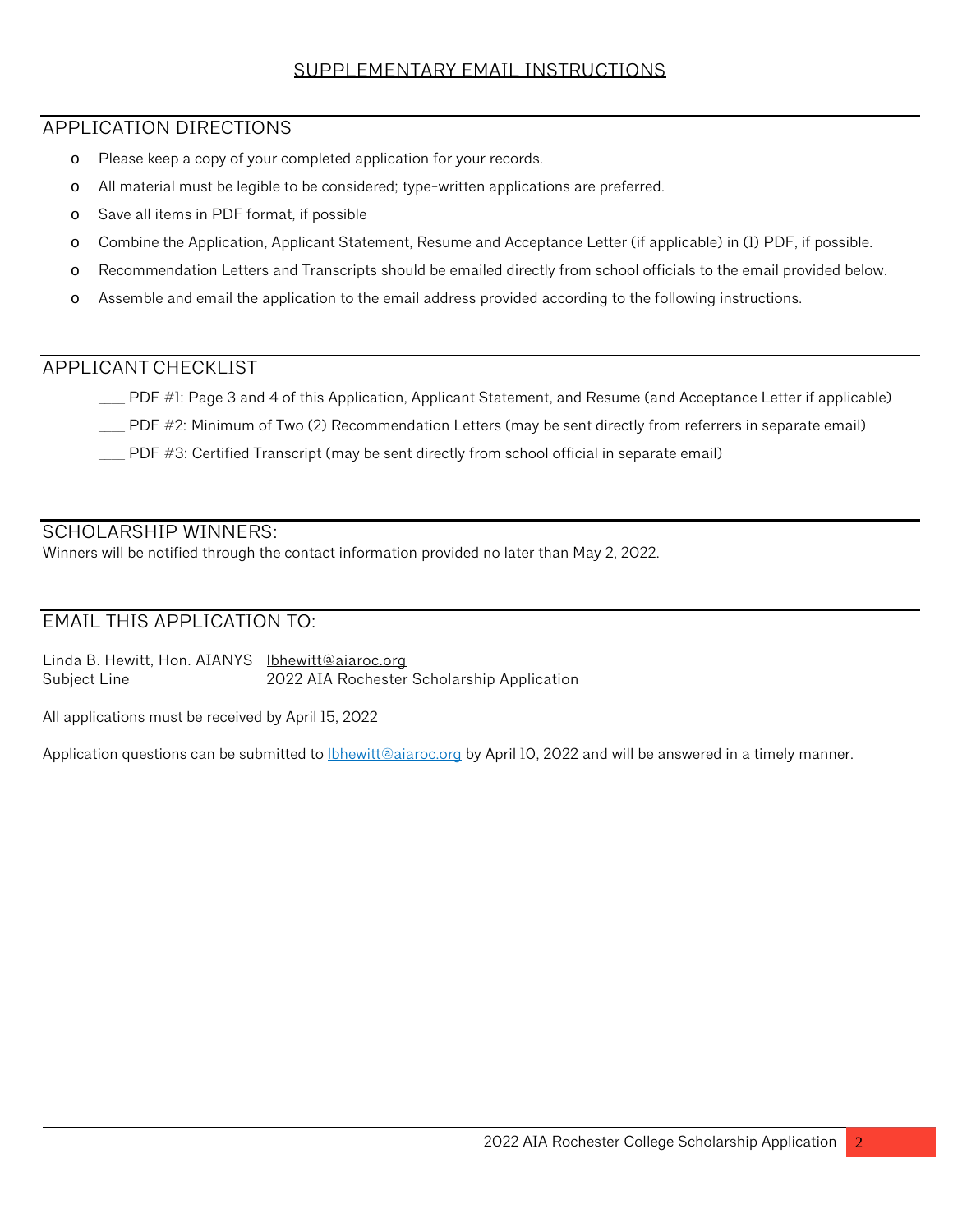# SUPPLEMENTARY EMAIL INSTRUCTIONS

## APPLICATION DIRECTIONS

- Please keep a copy of your completed application for your records.
- All material must be legible to be considered; type-written applications are preferred.
- Save all items in PDF format, if possible
- Combine the Application, Applicant Statement, Resume and Acceptance Letter (if applicable) in (1) PDF, if possible.
- Recommendation Letters and Transcripts should be emailed directly from school officials to the email provided below.
- Assemble and email the application to the email address provided according to the following instructions.

## APPLICANT CHECKLIST

___ PDF #1: Page 3 and 4 of this Application, Applicant Statement, and Resume (and Acceptance Letter if applicable)

___ PDF #2: Minimum of Two (2) Recommendation Letters (may be sent directly from referrers in separate email)

___ PDF #3: Certified Transcript (may be sent directly from school official in separate email)

## SCHOLARSHIP WINNERS:

Winners will be notified through the contact information provided no later than May 2, 2022.

## EMAIL THIS APPLICATION TO:

Linda B. Hewitt, Hon. AIANYS lbhewitt@aiaroc.org
Subject Line 2022 AIA Rochester Scholarship Application

All applications must be received by April 15, 2022

Application questions can be submitted to lbhewitt@aiaroc.org by April 10, 2022 and will be answered in a timely manner.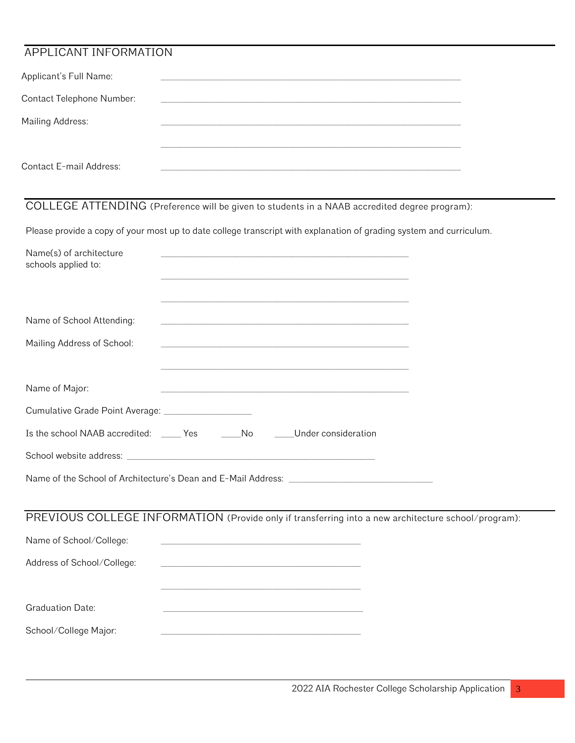## APPLICANT INFORMATION

Applicant's Full Name: ______________________________

Contact Telephone Number: ______________________________

Mailing Address: ______________________________

______________________________

Contact E-mail Address: ______________________________

## COLLEGE ATTENDING (Preference will be given to students in a NAAB accredited degree program):

Please provide a copy of your most up to date college transcript with explanation of grading system and curriculum.

Name(s) of architecture schools applied to: ______________________________

______________________________

______________________________

Name of School Attending: ______________________________

Mailing Address of School: ______________________________

______________________________

Name of Major: ______________________________

Cumulative Grade Point Average: ________________

Is the school NAAB accredited: _____ Yes _____No _____Under consideration

School website address: ______________________________

Name of the School of Architecture's Dean and E-Mail Address: ______________________________

## PREVIOUS COLLEGE INFORMATION (Provide only if transferring into a new architecture school/program):

Name of School/College: ______________________________

Address of School/College: ______________________________

______________________________

Graduation Date: ______________________________

School/College Major: ______________________________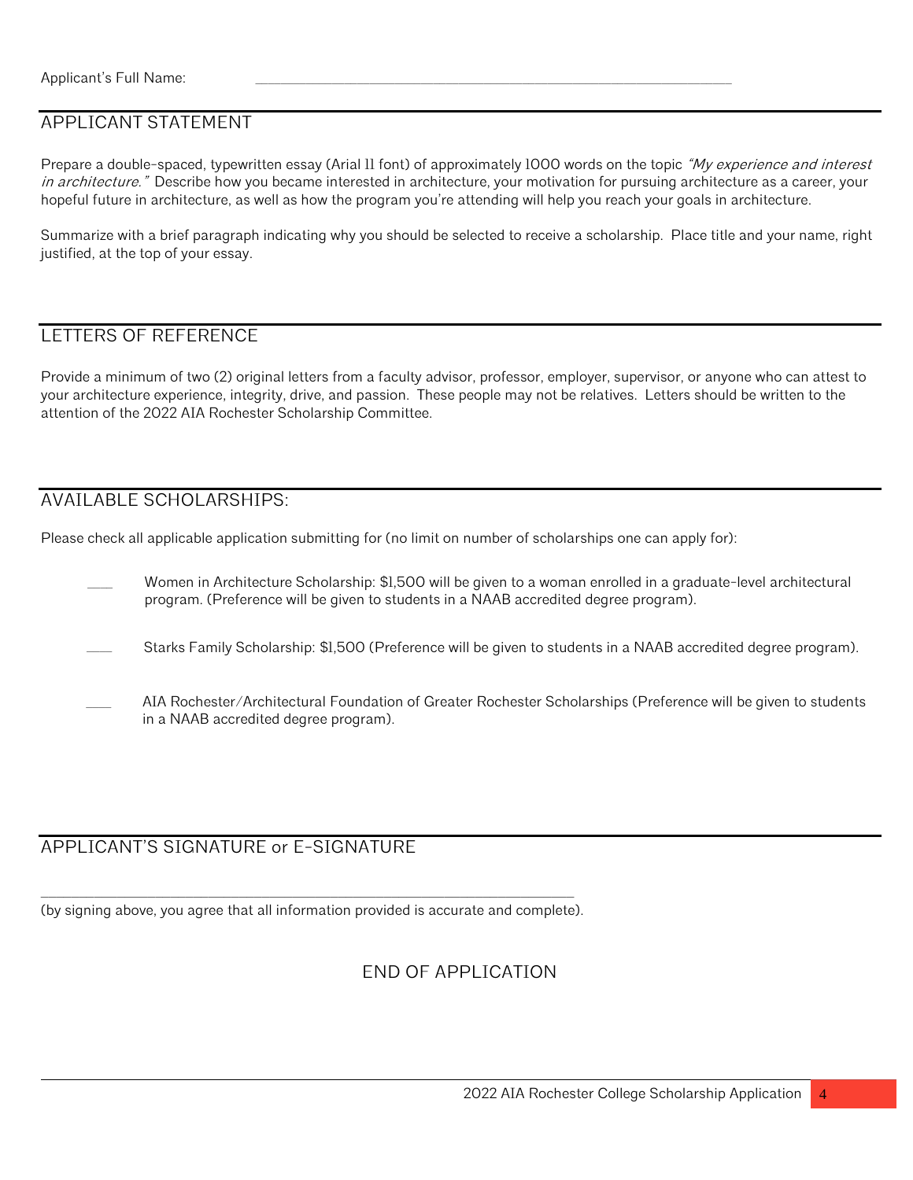Applicant's Full Name: ____________________________________________

## APPLICANT STATEMENT

Prepare a double-spaced, typewritten essay (Arial 11 font) of approximately 1000 words on the topic *"My experience and interest in architecture."* Describe how you became interested in architecture, your motivation for pursuing architecture as a career, your hopeful future in architecture, as well as how the program you're attending will help you reach your goals in architecture.

Summarize with a brief paragraph indicating why you should be selected to receive a scholarship. Place title and your name, right justified, at the top of your essay.

## LETTERS OF REFERENCE

Provide a minimum of two (2) original letters from a faculty advisor, professor, employer, supervisor, or anyone who can attest to your architecture experience, integrity, drive, and passion. These people may not be relatives. Letters should be written to the attention of the 2022 AIA Rochester Scholarship Committee.

## AVAILABLE SCHOLARSHIPS:

Please check all applicable application submitting for (no limit on number of scholarships one can apply for):

____ Women in Architecture Scholarship: $1,500 will be given to a woman enrolled in a graduate-level architectural program. (Preference will be given to students in a NAAB accredited degree program).

____ Starks Family Scholarship: $1,500 (Preference will be given to students in a NAAB accredited degree program).

____ AIA Rochester/Architectural Foundation of Greater Rochester Scholarships (Preference will be given to students in a NAAB accredited degree program).

## APPLICANT'S SIGNATURE or E-SIGNATURE

____________________________________________

(by signing above, you agree that all information provided is accurate and complete).

END OF APPLICATION